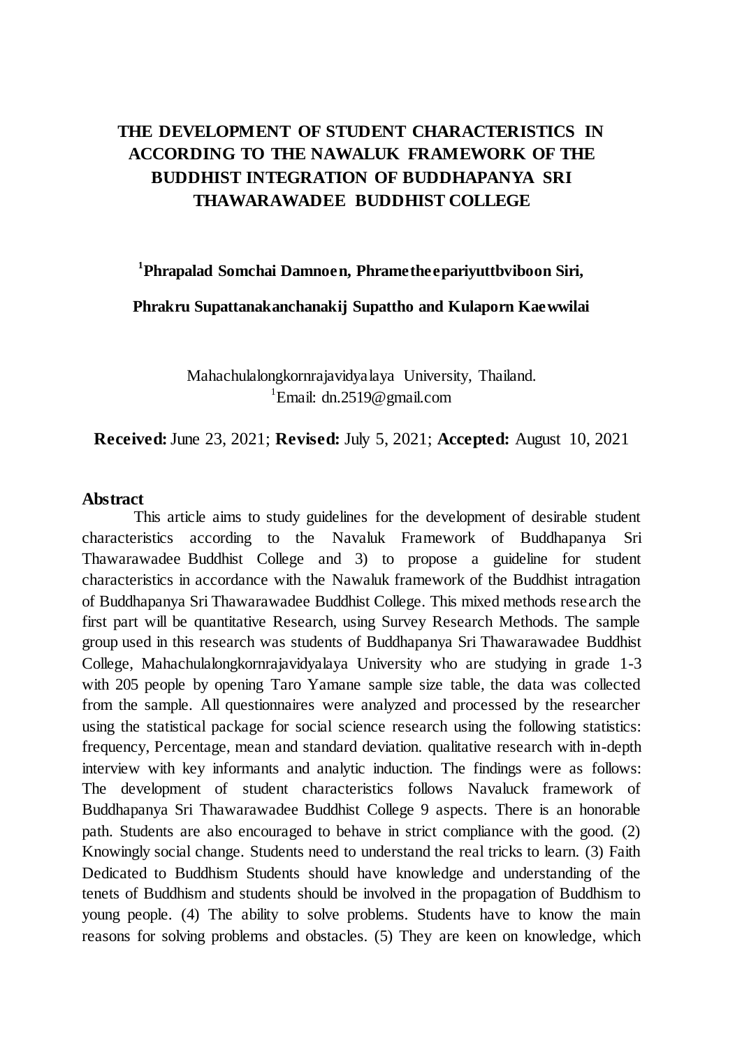# THE DEVELOPMENT OF STUDENT CHARACTERISTICS IN ACCORDING TO THE NAWALUK FRAMEWORK OF THE BUDDHIST INTEGRATION OF BUDDHAPANYA SRI THAWARAWADEE BUDDHIST COLLEGE

**[1]Phrapalad Somchai Damnoen, Phrametheepariyuttbviboon Siri,**

**Phrakru Supattanakanchanakij Supattho and Kulaporn Kaewwilai**

Mahachulalongkornrajavidyalaya University, Thailand.
[1]Email: dn.2519@gmail.com

**Received:** June 23, 2021; **Revised:** July 5, 2021; **Accepted:** August 10, 2021

## Abstract

This article aims to study guidelines for the development of desirable student characteristics according to the Navaluk Framework of Buddhapanya Sri Thawarawadee Buddhist College and 3) to propose a guideline for student characteristics in accordance with the Nawaluk framework of the Buddhist intragation of Buddhapanya Sri Thawarawadee Buddhist College. This mixed methods research the first part will be quantitative Research, using Survey Research Methods. The sample group used in this research was students of Buddhapanya Sri Thawarawadee Buddhist College, Mahachulalongkornrajavidyalaya University who are studying in grade 1-3 with 205 people by opening Taro Yamane sample size table, the data was collected from the sample. All questionnaires were analyzed and processed by the researcher using the statistical package for social science research using the following statistics: frequency, Percentage, mean and standard deviation. qualitative research with in-depth interview with key informants and analytic induction. The findings were as follows: The development of student characteristics follows Navaluck framework of Buddhapanya Sri Thawarawadee Buddhist College 9 aspects. There is an honorable path. Students are also encouraged to behave in strict compliance with the good. (2) Knowingly social change. Students need to understand the real tricks to learn. (3) Faith Dedicated to Buddhism Students should have knowledge and understanding of the tenets of Buddhism and students should be involved in the propagation of Buddhism to young people. (4) The ability to solve problems. Students have to know the main reasons for solving problems and obstacles. (5) They are keen on knowledge, which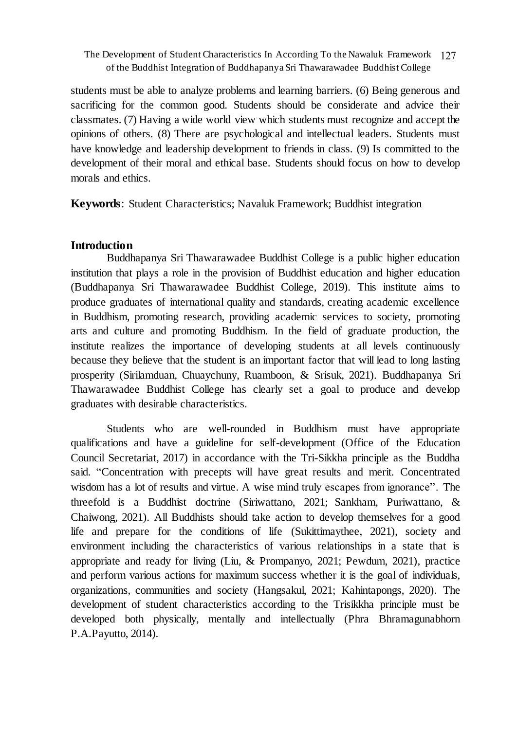students must be able to analyze problems and learning barriers. (6) Being generous and sacrificing for the common good. Students should be considerate and advice their classmates. (7) Having a wide world view which students must recognize and accept the opinions of others. (8) There are psychological and intellectual leaders. Students must have knowledge and leadership development to friends in class. (9) Is committed to the development of their moral and ethical base. Students should focus on how to develop morals and ethics.

**Keywords**: Student Characteristics; Navaluk Framework; Buddhist integration

## Introduction

Buddhapanya Sri Thawarawadee Buddhist College is a public higher education institution that plays a role in the provision of Buddhist education and higher education (Buddhapanya Sri Thawarawadee Buddhist College, 2019). This institute aims to produce graduates of international quality and standards, creating academic excellence in Buddhism, promoting research, providing academic services to society, promoting arts and culture and promoting Buddhism. In the field of graduate production, the institute realizes the importance of developing students at all levels continuously because they believe that the student is an important factor that will lead to long lasting prosperity (Sirilamduan, Chuaychuny, Ruamboon, & Srisuk, 2021). Buddhapanya Sri Thawarawadee Buddhist College has clearly set a goal to produce and develop graduates with desirable characteristics.

Students who are well-rounded in Buddhism must have appropriate qualifications and have a guideline for self-development (Office of the Education Council Secretariat, 2017) in accordance with the Tri-Sikkha principle as the Buddha said. "Concentration with precepts will have great results and merit. Concentrated wisdom has a lot of results and virtue. A wise mind truly escapes from ignorance". The threefold is a Buddhist doctrine (Siriwattano, 2021; Sankham, Puriwattano, & Chaiwong, 2021). All Buddhists should take action to develop themselves for a good life and prepare for the conditions of life (Sukittimaythee, 2021), society and environment including the characteristics of various relationships in a state that is appropriate and ready for living (Liu, & Prompanyo, 2021; Pewdum, 2021), practice and perform various actions for maximum success whether it is the goal of individuals, organizations, communities and society (Hangsakul, 2021; Kahintapongs, 2020). The development of student characteristics according to the Trisikkha principle must be developed both physically, mentally and intellectually (Phra Bhramagunabhorn P.A.Payutto, 2014).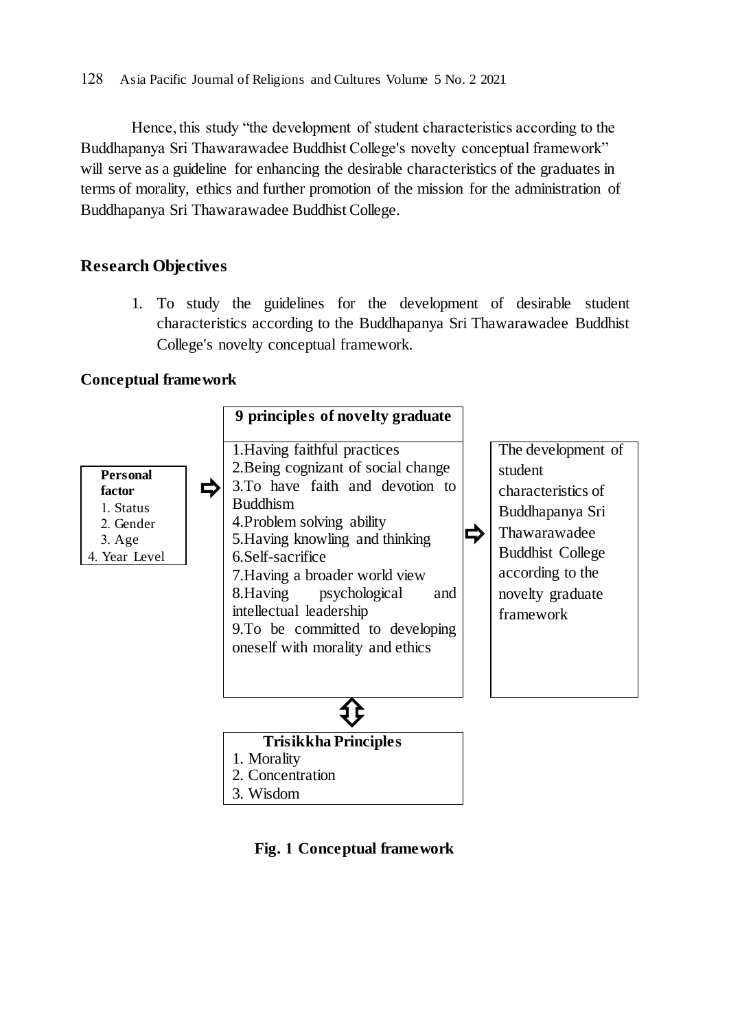Hence, this study "the development of student characteristics according to the Buddhapanya Sri Thawarawadee Buddhist College's novelty conceptual framework" will serve as a guideline for enhancing the desirable characteristics of the graduates in terms of morality, ethics and further promotion of the mission for the administration of Buddhapanya Sri Thawarawadee Buddhist College.

## Research Objectives

1. To study the guidelines for the development of desirable student characteristics according to the Buddhapanya Sri Thawarawadee Buddhist College's novelty conceptual framework.

### Conceptual framework

**Personal factor**
1. Status
2. Gender
3. Age
4. Year Level

⇨

**9 principles of novelty graduate**

1.Having faithful practices
2.Being cognizant of social change
3.To have faith and devotion to Buddhism
4.Problem solving ability
5.Having knowling and thinking
6.Self-sacrifice
7.Having a broader world view
8.Having psychological and intellectual leadership
9.To be committed to developing oneself with morality and ethics

⇨

The development of student characteristics of Buddhapanya Sri Thawarawadee Buddhist College according to the novelty graduate framework

⇳

**Trisikkha Principles**
1. Morality
2. Concentration
3. Wisdom

**Fig. 1 Conceptual framework**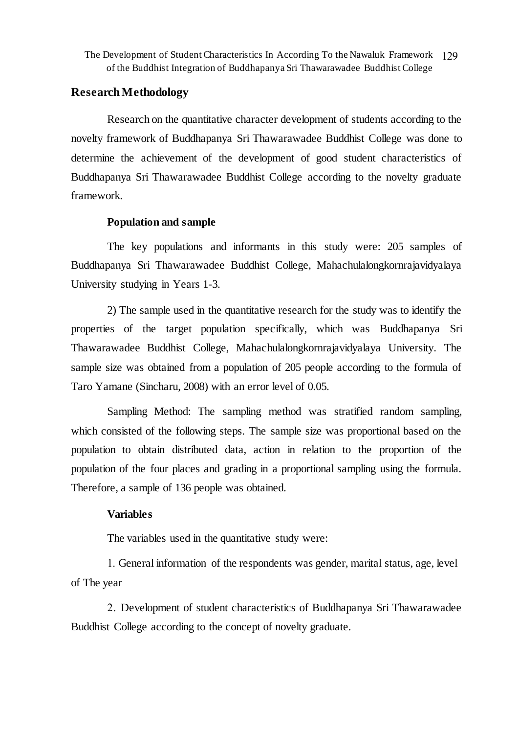## Research Methodology

Research on the quantitative character development of students according to the novelty framework of Buddhapanya Sri Thawarawadee Buddhist College was done to determine the achievement of the development of good student characteristics of Buddhapanya Sri Thawarawadee Buddhist College according to the novelty graduate framework.

### Population and sample

The key populations and informants in this study were: 205 samples of Buddhapanya Sri Thawarawadee Buddhist College, Mahachulalongkornrajavidyalaya University studying in Years 1-3.

2) The sample used in the quantitative research for the study was to identify the properties of the target population specifically, which was Buddhapanya Sri Thawarawadee Buddhist College, Mahachulalongkornrajavidyalaya University. The sample size was obtained from a population of 205 people according to the formula of Taro Yamane (Sincharu, 2008) with an error level of 0.05.

Sampling Method: The sampling method was stratified random sampling, which consisted of the following steps. The sample size was proportional based on the population to obtain distributed data, action in relation to the proportion of the population of the four places and grading in a proportional sampling using the formula. Therefore, a sample of 136 people was obtained.

### Variables

The variables used in the quantitative study were:

1. General information of the respondents was gender, marital status, age, level of The year

2. Development of student characteristics of Buddhapanya Sri Thawarawadee Buddhist College according to the concept of novelty graduate.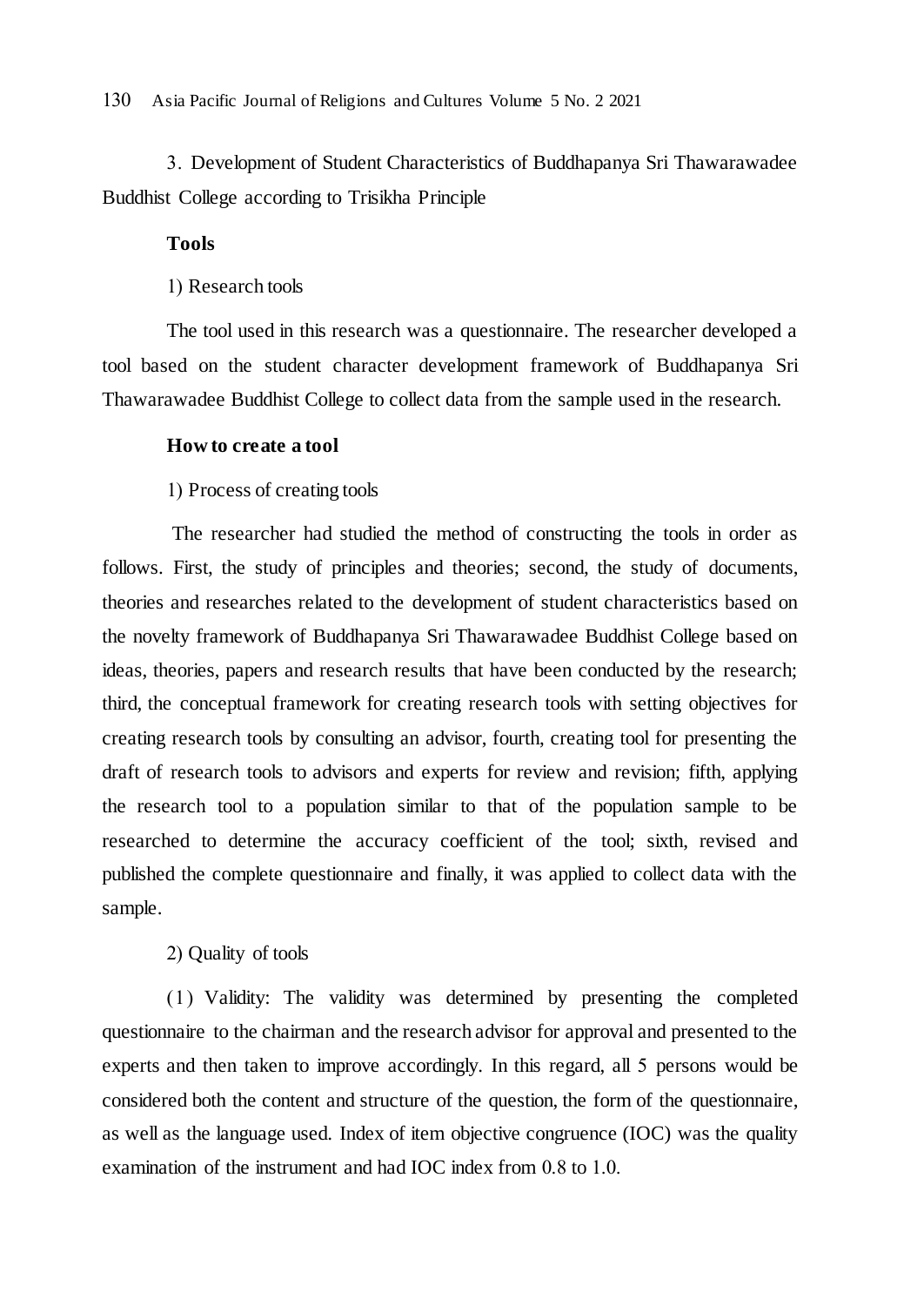3. Development of Student Characteristics of Buddhapanya Sri Thawarawadee Buddhist College according to Trisikha Principle

**Tools**

1) Research tools

The tool used in this research was a questionnaire. The researcher developed a tool based on the student character development framework of Buddhapanya Sri Thawarawadee Buddhist College to collect data from the sample used in the research.

**How to create a tool**

1) Process of creating tools

The researcher had studied the method of constructing the tools in order as follows. First, the study of principles and theories; second, the study of documents, theories and researches related to the development of student characteristics based on the novelty framework of Buddhapanya Sri Thawarawadee Buddhist College based on ideas, theories, papers and research results that have been conducted by the research; third, the conceptual framework for creating research tools with setting objectives for creating research tools by consulting an advisor, fourth, creating tool for presenting the draft of research tools to advisors and experts for review and revision; fifth, applying the research tool to a population similar to that of the population sample to be researched to determine the accuracy coefficient of the tool; sixth, revised and published the complete questionnaire and finally, it was applied to collect data with the sample.

2) Quality of tools

(1) Validity: The validity was determined by presenting the completed questionnaire to the chairman and the research advisor for approval and presented to the experts and then taken to improve accordingly. In this regard, all 5 persons would be considered both the content and structure of the question, the form of the questionnaire, as well as the language used. Index of item objective congruence (IOC) was the quality examination of the instrument and had IOC index from 0.8 to 1.0.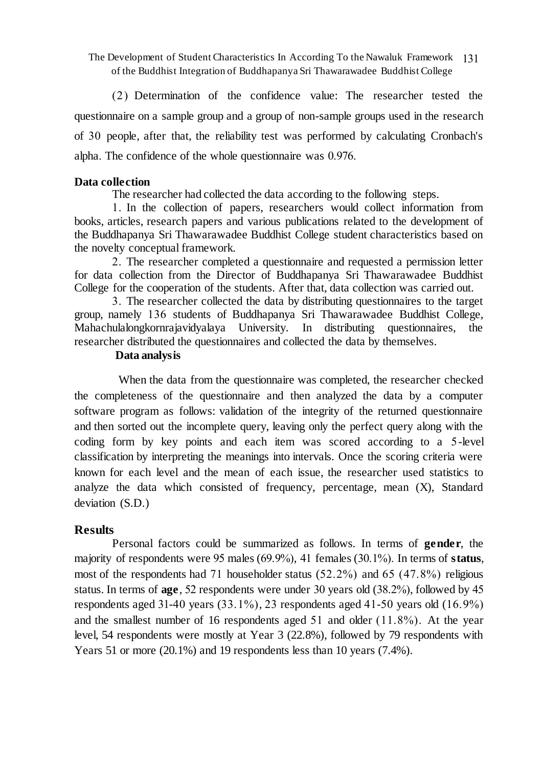(2) Determination of the confidence value: The researcher tested the questionnaire on a sample group and a group of non-sample groups used in the research of 30 people, after that, the reliability test was performed by calculating Cronbach's alpha. The confidence of the whole questionnaire was 0.976.

**Data collection**

The researcher had collected the data according to the following steps.

1. In the collection of papers, researchers would collect information from books, articles, research papers and various publications related to the development of the Buddhapanya Sri Thawarawadee Buddhist College student characteristics based on the novelty conceptual framework.

2. The researcher completed a questionnaire and requested a permission letter for data collection from the Director of Buddhapanya Sri Thawarawadee Buddhist College for the cooperation of the students. After that, data collection was carried out.

3. The researcher collected the data by distributing questionnaires to the target group, namely 136 students of Buddhapanya Sri Thawarawadee Buddhist College, Mahachulalongkornrajavidyalaya University. In distributing questionnaires, the researcher distributed the questionnaires and collected the data by themselves.

**Data analysis**

When the data from the questionnaire was completed, the researcher checked the completeness of the questionnaire and then analyzed the data by a computer software program as follows: validation of the integrity of the returned questionnaire and then sorted out the incomplete query, leaving only the perfect query along with the coding form by key points and each item was scored according to a 5-level classification by interpreting the meanings into intervals. Once the scoring criteria were known for each level and the mean of each issue, the researcher used statistics to analyze the data which consisted of frequency, percentage, mean (X), Standard deviation (S.D.)

## Results

Personal factors could be summarized as follows. In terms of **gender**, the majority of respondents were 95 males (69.9%), 41 females (30.1%). In terms of **status**, most of the respondents had 71 householder status (52.2%) and 65 (47.8%) religious status. In terms of **age**, 52 respondents were under 30 years old (38.2%), followed by 45 respondents aged 31-40 years (33.1%), 23 respondents aged 41-50 years old (16.9%) and the smallest number of 16 respondents aged 51 and older (11.8%). At the year level, 54 respondents were mostly at Year 3 (22.8%), followed by 79 respondents with Years 51 or more (20.1%) and 19 respondents less than 10 years (7.4%).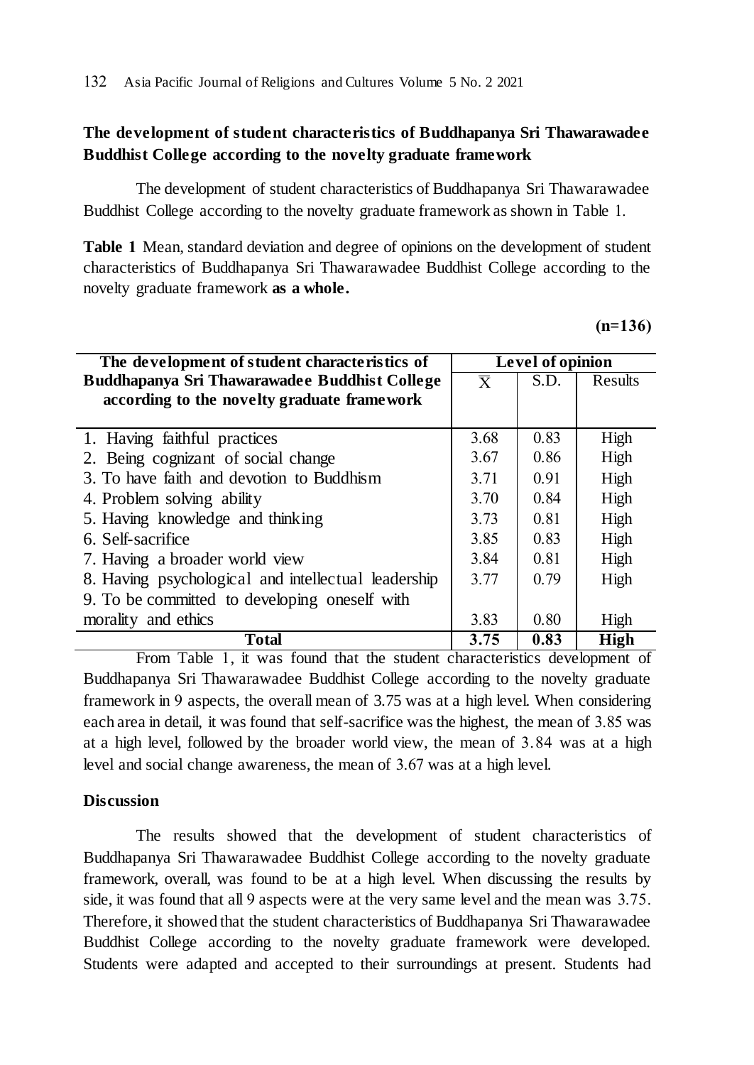### The development of student characteristics of Buddhapanya Sri Thawarawadee Buddhist College according to the novelty graduate framework

The development of student characteristics of Buddhapanya Sri Thawarawadee Buddhist College according to the novelty graduate framework as shown in Table 1.

**Table 1** Mean, standard deviation and degree of opinions on the development of student characteristics of Buddhapanya Sri Thawarawadee Buddhist College according to the novelty graduate framework **as a whole.**

**(n=136)**

| The development of student characteristics of Buddhapanya Sri Thawarawadee Buddhist College according to the novelty graduate framework | Level of opinion | | |
|---|---|---|---|
| | $\overline{X}$ | S.D. | Results |
| 1. Having faithful practices | 3.68 | 0.83 | High |
| 2. Being cognizant of social change | 3.67 | 0.86 | High |
| 3. To have faith and devotion to Buddhism | 3.71 | 0.91 | High |
| 4. Problem solving ability | 3.70 | 0.84 | High |
| 5. Having knowledge and thinking | 3.73 | 0.81 | High |
| 6. Self-sacrifice | 3.85 | 0.83 | High |
| 7. Having a broader world view | 3.84 | 0.81 | High |
| 8. Having psychological and intellectual leadership | 3.77 | 0.79 | High |
| 9. To be committed to developing oneself with morality and ethics | 3.83 | 0.80 | High |
| **Total** | **3.75** | **0.83** | **High** |

From Table 1, it was found that the student characteristics development of Buddhapanya Sri Thawarawadee Buddhist College according to the novelty graduate framework in 9 aspects, the overall mean of 3.75 was at a high level. When considering each area in detail, it was found that self-sacrifice was the highest, the mean of 3.85 was at a high level, followed by the broader world view, the mean of 3.84 was at a high level and social change awareness, the mean of 3.67 was at a high level.

### Discussion

The results showed that the development of student characteristics of Buddhapanya Sri Thawarawadee Buddhist College according to the novelty graduate framework, overall, was found to be at a high level. When discussing the results by side, it was found that all 9 aspects were at the very same level and the mean was 3.75. Therefore, it showed that the student characteristics of Buddhapanya Sri Thawarawadee Buddhist College according to the novelty graduate framework were developed. Students were adapted and accepted to their surroundings at present. Students had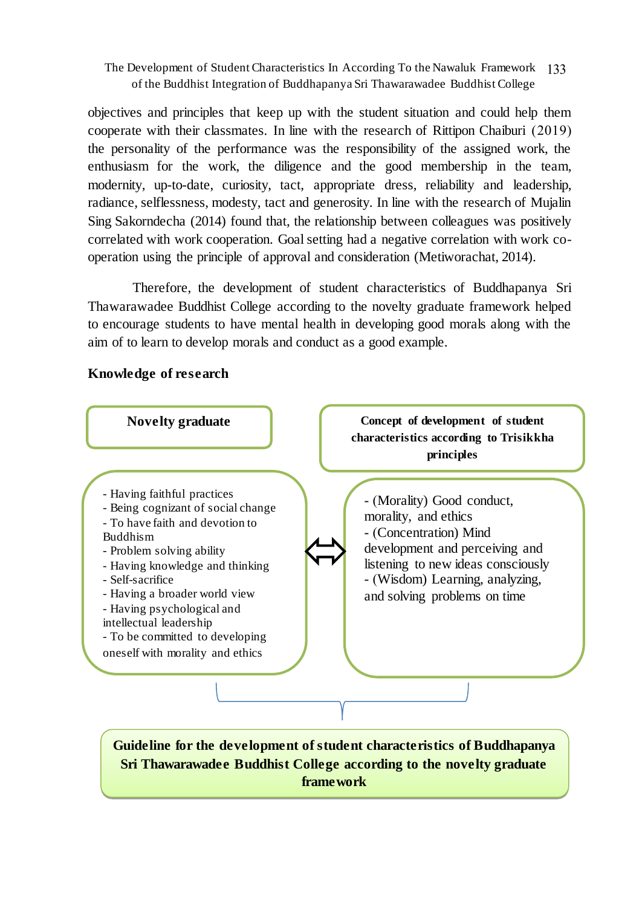objectives and principles that keep up with the student situation and could help them cooperate with their classmates. In line with the research of Rittipon Chaiburi (2019) the personality of the performance was the responsibility of the assigned work, the enthusiasm for the work, the diligence and the good membership in the team, modernity, up-to-date, curiosity, tact, appropriate dress, reliability and leadership, radiance, selflessness, modesty, tact and generosity. In line with the research of Mujalin Sing Sakorndecha (2014) found that, the relationship between colleagues was positively correlated with work cooperation. Goal setting had a negative correlation with work co-operation using the principle of approval and consideration (Metiworachat, 2014).

Therefore, the development of student characteristics of Buddhapanya Sri Thawarawadee Buddhist College according to the novelty graduate framework helped to encourage students to have mental health in developing good morals along with the aim of to learn to develop morals and conduct as a good example.

**Knowledge of research**

**Novelty graduate**

- Having faithful practices
- Being cognizant of social change
- To have faith and devotion to Buddhism
- Problem solving ability
- Having knowledge and thinking
- Self-sacrifice
- Having a broader world view
- Having psychological and intellectual leadership
- To be committed to developing oneself with morality and ethics

⟺

**Concept of development of student characteristics according to Trisikkha principles**

- (Morality) Good conduct, morality, and ethics
- (Concentration) Mind development and perceiving and listening to new ideas consciously
- (Wisdom) Learning, analyzing, and solving problems on time

**Guideline for the development of student characteristics of Buddhapanya Sri Thawarawadee Buddhist College according to the novelty graduate framework**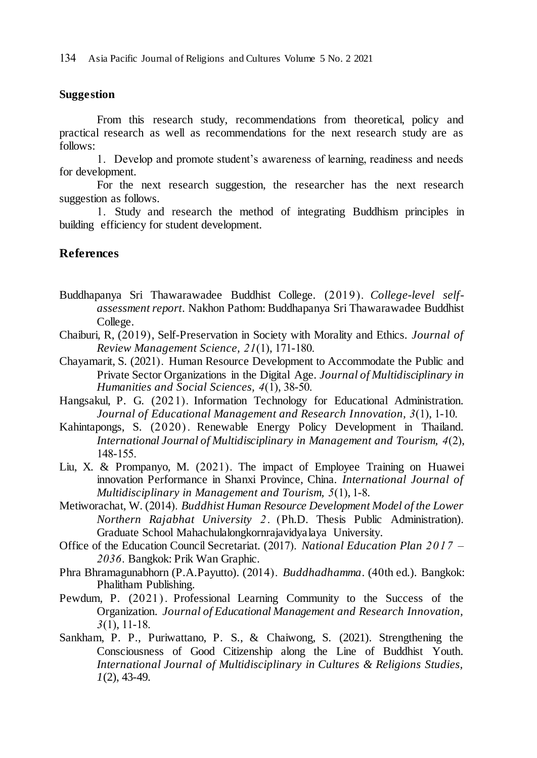## Suggestion

From this research study, recommendations from theoretical, policy and practical research as well as recommendations for the next research study are as follows:

1. Develop and promote student's awareness of learning, readiness and needs for development.

For the next research suggestion, the researcher has the next research suggestion as follows.

1. Study and research the method of integrating Buddhism principles in building efficiency for student development.

## References

Buddhapanya Sri Thawarawadee Buddhist College. (2019). *College-level self-assessment report*. Nakhon Pathom: Buddhapanya Sri Thawarawadee Buddhist College.

Chaiburi, R, (2019), Self-Preservation in Society with Morality and Ethics. *Journal of Review Management Science, 21*(1), 171-180.

Chayamarit, S. (2021). Human Resource Development to Accommodate the Public and Private Sector Organizations in the Digital Age. *Journal of Multidisciplinary in Humanities and Social Sciences, 4*(1), 38-50.

Hangsakul, P. G. (2021). Information Technology for Educational Administration. *Journal of Educational Management and Research Innovation, 3*(1), 1-10.

Kahintapongs, S. (2020). Renewable Energy Policy Development in Thailand. *International Journal of Multidisciplinary in Management and Tourism, 4*(2), 148-155.

Liu, X. & Prompanyo, M. (2021). The impact of Employee Training on Huawei innovation Performance in Shanxi Province, China. *International Journal of Multidisciplinary in Management and Tourism, 5*(1), 1-8.

Metiworachat, W. (2014). *Buddhist Human Resource Development Model of the Lower Northern Rajabhat University 2*. (Ph.D. Thesis Public Administration). Graduate School Mahachulalongkornrajavidyalaya University.

Office of the Education Council Secretariat. (2017). *National Education Plan 2017 – 2036*. Bangkok: Prik Wan Graphic.

Phra Bhramagunabhorn (P.A.Payutto). (2014). *Buddhadhamma*. (40th ed.). Bangkok: Phalitham Publishing.

Pewdum, P. (2021). Professional Learning Community to the Success of the Organization. *Journal of Educational Management and Research Innovation, 3*(1), 11-18.

Sankham, P. P., Puriwattano, P. S., & Chaiwong, S. (2021). Strengthening the Consciousness of Good Citizenship along the Line of Buddhist Youth. *International Journal of Multidisciplinary in Cultures & Religions Studies, 1*(2), 43-49.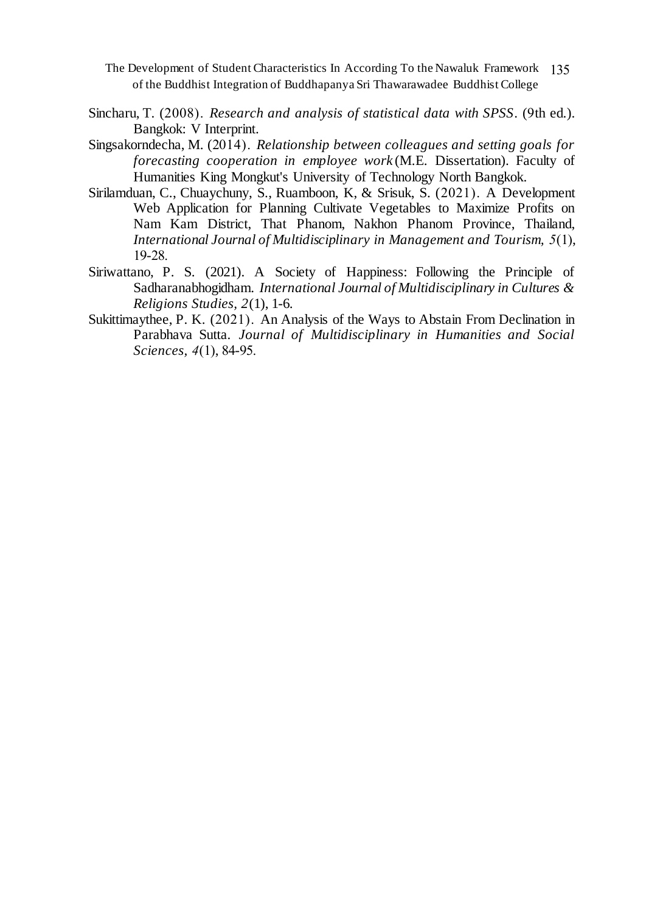Sincharu, T. (2008). *Research and analysis of statistical data with SPSS*. (9th ed.). Bangkok: V Interprint.

Singsakorndecha, M. (2014). *Relationship between colleagues and setting goals for forecasting cooperation in employee work* (M.E. Dissertation). Faculty of Humanities King Mongkut's University of Technology North Bangkok.

Sirilamduan, C., Chuaychuny, S., Ruamboon, K, & Srisuk, S. (2021). A Development Web Application for Planning Cultivate Vegetables to Maximize Profits on Nam Kam District, That Phanom, Nakhon Phanom Province, Thailand, *International Journal of Multidisciplinary in Management and Tourism*, *5*(1), 19-28.

Siriwattano, P. S. (2021). A Society of Happiness: Following the Principle of Sadharanabhogidham. *International Journal of Multidisciplinary in Cultures & Religions Studies, 2*(1), 1-6.

Sukittimaythee, P. K. (2021). An Analysis of the Ways to Abstain From Declination in Parabhava Sutta. *Journal of Multidisciplinary in Humanities and Social Sciences, 4*(1), 84-95.